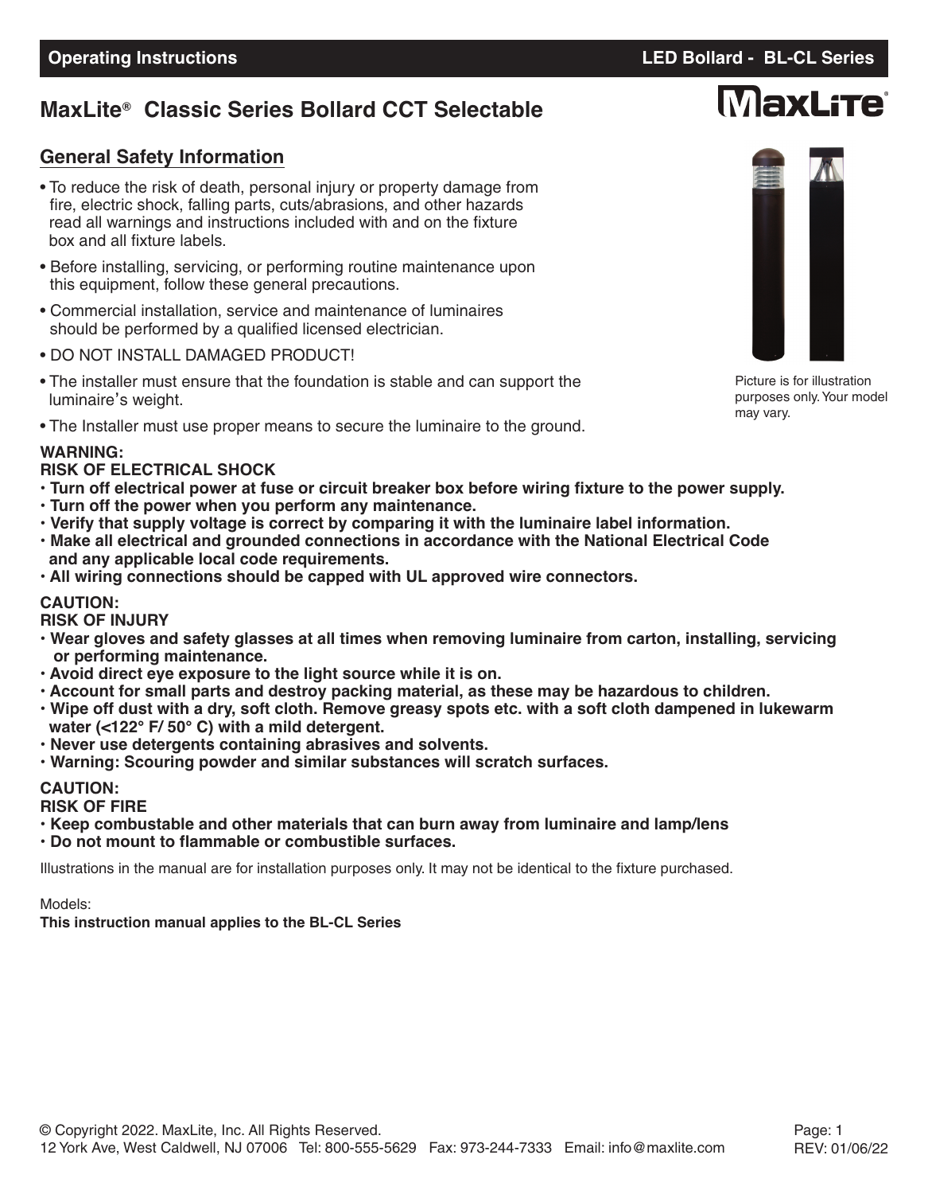**Operating Instructions** **LED Bollard - BL-CL Series**

# MaxLite® Classic Series Bollard CCT Selectable

Picture is for illustration purposes only. Your model may vary.

## General Safety Information

- To reduce the risk of death, personal injury or property damage from fire, electric shock, falling parts, cuts/abrasions, and other hazards read all warnings and instructions included with and on the fixture box and all fixture labels.
- Before installing, servicing, or performing routine maintenance upon this equipment, follow these general precautions.
- Commercial installation, service and maintenance of luminaires should be performed by a qualified licensed electrician.
- DO NOT INSTALL DAMAGED PRODUCT!
- The installer must ensure that the foundation is stable and can support the luminaire's weight.
- The Installer must use proper means to secure the luminaire to the ground.

**WARNING:**
**RISK OF ELECTRICAL SHOCK**
- **Turn off electrical power at fuse or circuit breaker box before wiring fixture to the power supply.**
- **Turn off the power when you perform any maintenance.**
- **Verify that supply voltage is correct by comparing it with the luminaire label information.**
- **Make all electrical and grounded connections in accordance with the National Electrical Code and any applicable local code requirements.**
- **All wiring connections should be capped with UL approved wire connectors.**

**CAUTION:**
**RISK OF INJURY**
- **Wear gloves and safety glasses at all times when removing luminaire from carton, installing, servicing or performing maintenance.**
- **Avoid direct eye exposure to the light source while it is on.**
- **Account for small parts and destroy packing material, as these may be hazardous to children.**
- **Wipe off dust with a dry, soft cloth. Remove greasy spots etc. with a soft cloth dampened in lukewarm water (<122° F/ 50° C) with a mild detergent.**
- **Never use detergents containing abrasives and solvents.**
- **Warning: Scouring powder and similar substances will scratch surfaces.**

**CAUTION:**
**RISK OF FIRE**
- **Keep combustable and other materials that can burn away from luminaire and lamp/lens**
- **Do not mount to flammable or combustible surfaces.**

Illustrations in the manual are for installation purposes only. It may not be identical to the fixture purchased.

Models:
**This instruction manual applies to the BL-CL Series**

© Copyright 2022. MaxLite, Inc. All Rights Reserved.
12 York Ave, West Caldwell, NJ 07006 Tel: 800-555-5629 Fax: 973-244-7333 Email: info@maxlite.com

REV: 01/06/22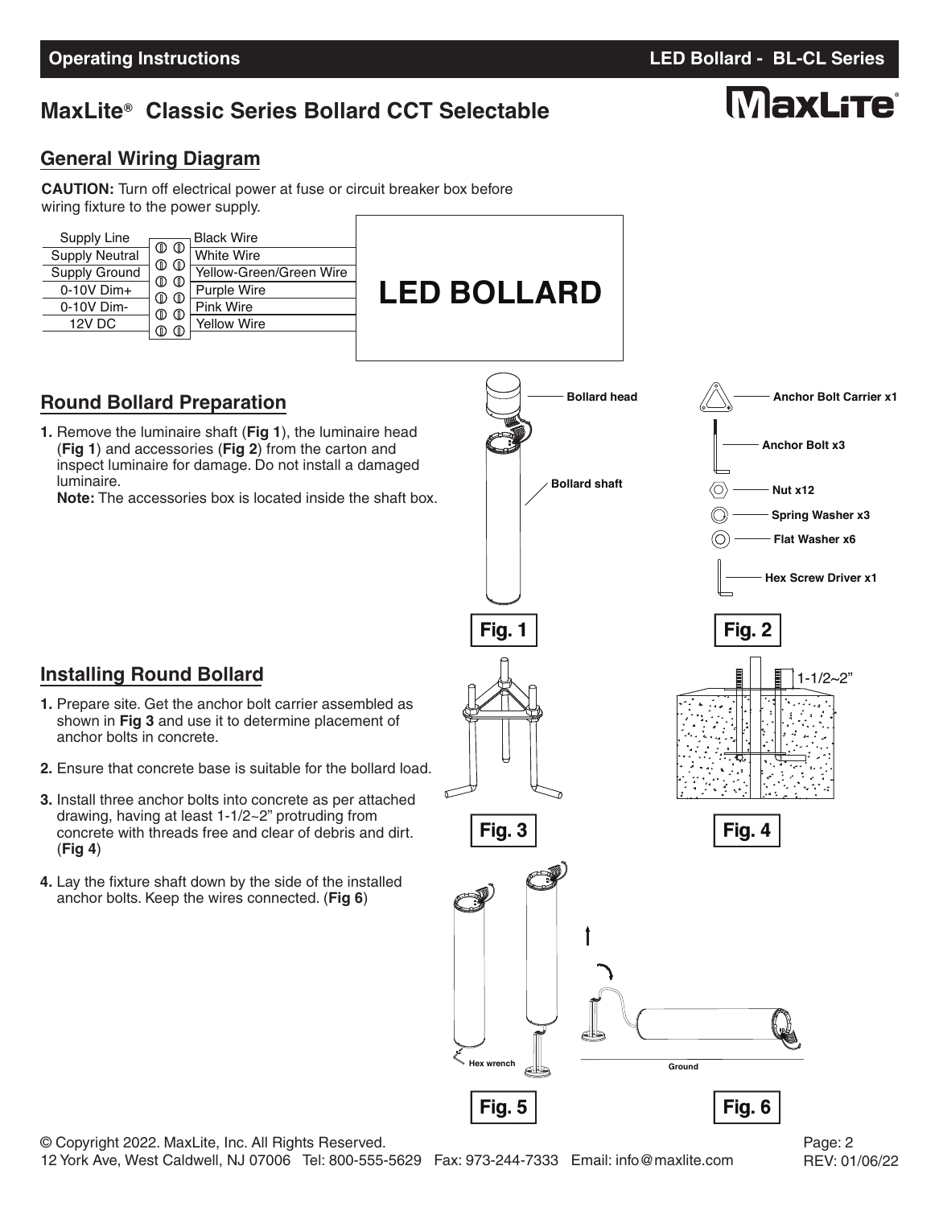# MaxLite® Classic Series Bollard CCT Selectable

## General Wiring Diagram

**CAUTION:** Turn off electrical power at fuse or circuit breaker box before wiring fixture to the power supply.

| Supply | Fixture Wire |
| --- | --- |
| Supply Line | Black Wire |
| Supply Neutral | White Wire |
| Supply Ground | Yellow-Green/Green Wire |
| 0-10V Dim+ | Purple Wire |
| 0-10V Dim- | Pink Wire |
| 12V DC | Yellow Wire |

LED BOLLARD

## Round Bollard Preparation

1. Remove the luminaire shaft (**Fig 1**), the luminaire head (**Fig 1**) and accessories (**Fig 2**) from the carton and inspect luminaire for damage. Do not install a damaged luminaire.
   **Note:** The accessories box is located inside the shaft box.

Bollard head

Bollard shaft

**Fig. 1**

- Anchor Bolt Carrier x1
- Anchor Bolt x3
- Nut x12
- Spring Washer x3
- Flat Washer x6
- Hex Screw Driver x1

**Fig. 2**

## Installing Round Bollard

1. Prepare site. Get the anchor bolt carrier assembled as shown in **Fig 3** and use it to determine placement of anchor bolts in concrete.
2. Ensure that concrete base is suitable for the bollard load.
3. Install three anchor bolts into concrete as per attached drawing, having at least 1-1/2~2" protruding from concrete with threads free and clear of debris and dirt. (**Fig 4**)
4. Lay the fixture shaft down by the side of the installed anchor bolts. Keep the wires connected. (**Fig 6**)

**Fig. 3**

1-1/2~2"

**Fig. 4**

Hex wrench

**Fig. 5**

Ground

**Fig. 6**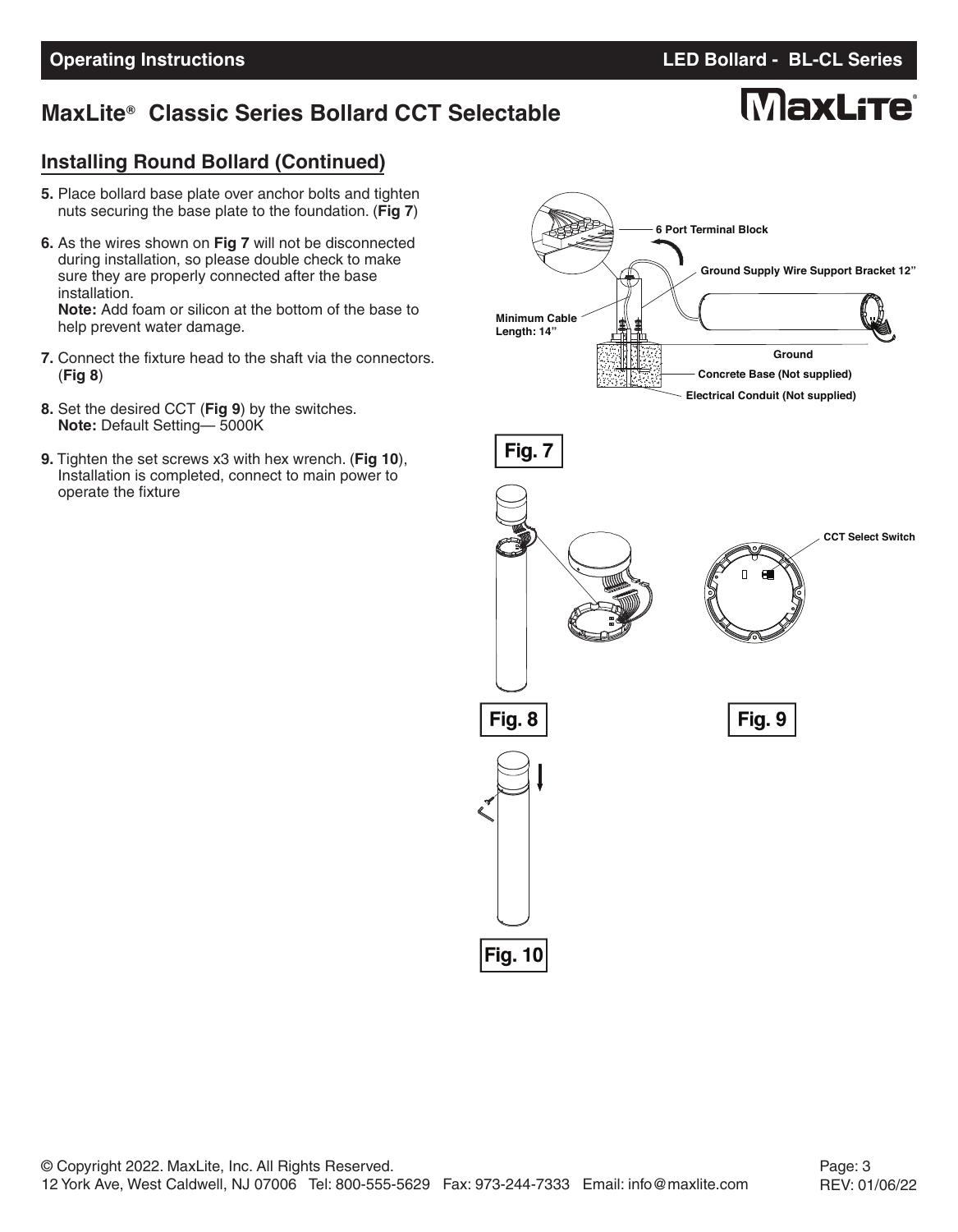# MaxLite® Classic Series Bollard CCT Selectable

## Installing Round Bollard (Continued)

5. Place bollard base plate over anchor bolts and tighten nuts securing the base plate to the foundation. (**Fig 7**)
6. As the wires shown on **Fig 7** will not be disconnected during installation, so please double check to make sure they are properly connected after the base installation.
   **Note:** Add foam or silicon at the bottom of the base to help prevent water damage.
7. Connect the fixture head to the shaft via the connectors. (**Fig 8**)
8. Set the desired CCT (**Fig 9**) by the switches.
   **Note:** Default Setting— 5000K
9. Tighten the set screws x3 with hex wrench. (**Fig 10**), Installation is completed, connect to main power to operate the fixture

6 Port Terminal Block

Ground Supply Wire Support Bracket 12"

Minimum Cable Length: 14"

Ground

Concrete Base (Not supplied)

Electrical Conduit (Not supplied)

**Fig. 7**

CCT Select Switch

**Fig. 8**

**Fig. 9**

**Fig. 10**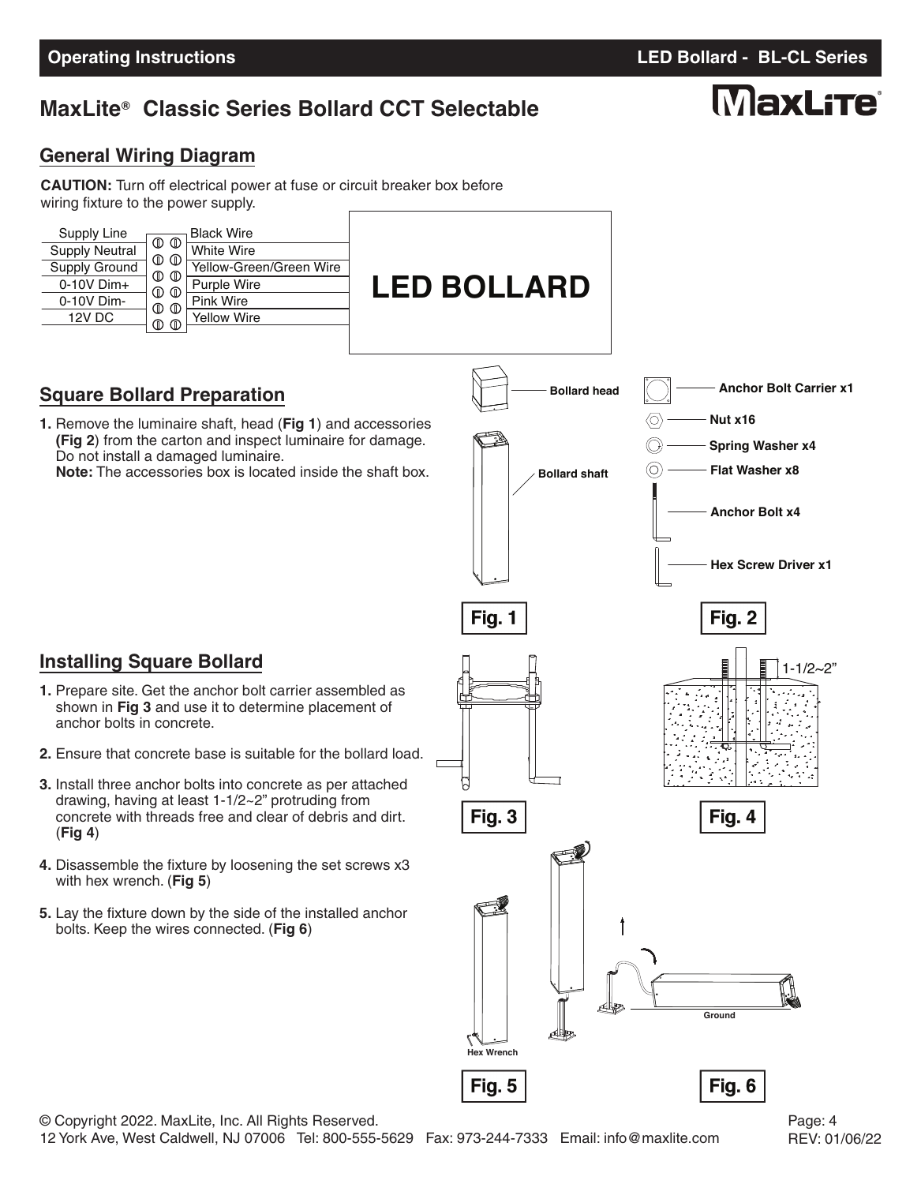## MaxLite® Classic Series Bollard CCT Selectable

### General Wiring Diagram

**CAUTION:** Turn off electrical power at fuse or circuit breaker box before wiring fixture to the power supply.

| Supply | Fixture Wire |
|---|---|
| Supply Line | Black Wire |
| Supply Neutral | White Wire |
| Supply Ground | Yellow-Green/Green Wire |
| 0-10V Dim+ | Purple Wire |
| 0-10V Dim- | Pink Wire |
| 12V DC | Yellow Wire |

LED BOLLARD

### Square Bollard Preparation

1. Remove the luminaire shaft, head (**Fig 1**) and accessories **(Fig 2**) from the carton and inspect luminaire for damage. Do not install a damaged luminaire.
   **Note:** The accessories box is located inside the shaft box.

Bollard head

Bollard shaft

**Fig. 1**

Anchor Bolt Carrier x1

Nut x16

Spring Washer x4

Flat Washer x8

Anchor Bolt x4

Hex Screw Driver x1

**Fig. 2**

### Installing Square Bollard

1. Prepare site. Get the anchor bolt carrier assembled as shown in **Fig 3** and use it to determine placement of anchor bolts in concrete.
2. Ensure that concrete base is suitable for the bollard load.
3. Install three anchor bolts into concrete as per attached drawing, having at least 1-1/2~2" protruding from concrete with threads free and clear of debris and dirt. (**Fig 4**)
4. Disassemble the fixture by loosening the set screws x3 with hex wrench. (**Fig 5**)
5. Lay the fixture down by the side of the installed anchor bolts. Keep the wires connected. (**Fig 6**)

**Fig. 3**

1-1/2~2"

**Fig. 4**

Hex Wrench

**Fig. 5**

Ground

**Fig. 6**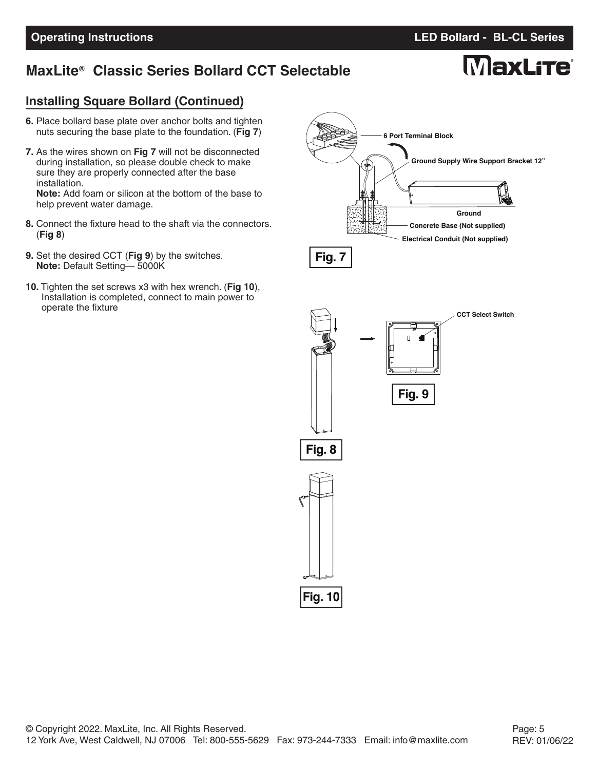# MaxLite® Classic Series Bollard CCT Selectable

## Installing Square Bollard (Continued)

6. Place bollard base plate over anchor bolts and tighten nuts securing the base plate to the foundation. (**Fig 7**)
7. As the wires shown on **Fig 7** will not be disconnected during installation, so please double check to make sure they are properly connected after the base installation.
   **Note:** Add foam or silicon at the bottom of the base to help prevent water damage.
8. Connect the fixture head to the shaft via the connectors. (**Fig 8**)
9. Set the desired CCT (**Fig 9**) by the switches.
   **Note:** Default Setting— 5000K
10. Tighten the set screws x3 with hex wrench. (**Fig 10**), Installation is completed, connect to main power to operate the fixture

6 Port Terminal Block

Ground Supply Wire Support Bracket 12"

Ground

Concrete Base (Not supplied)

Electrical Conduit (Not supplied)

**Fig. 7**

CCT Select Switch

**Fig. 9**

**Fig. 8**

**Fig. 10**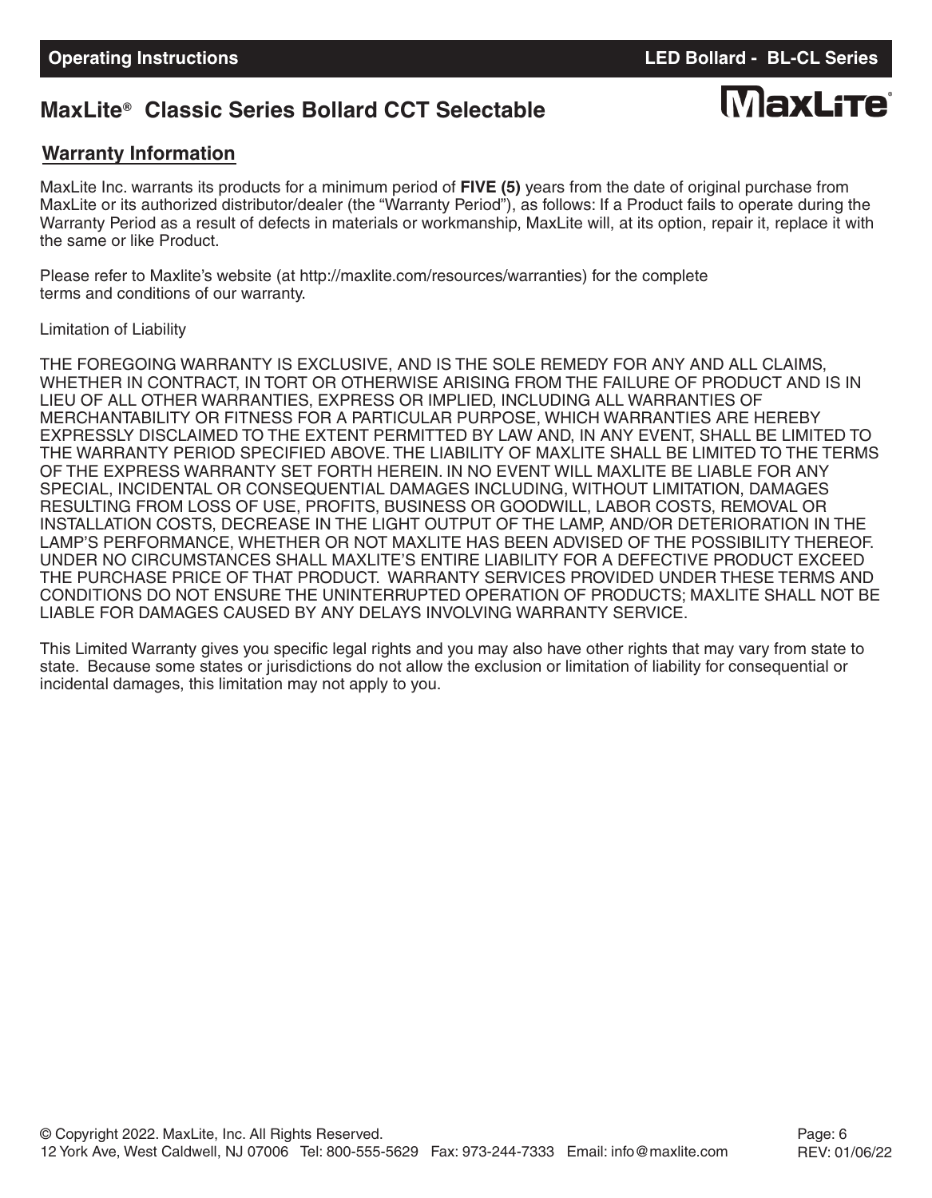# MaxLite® Classic Series Bollard CCT Selectable

## Warranty Information

MaxLite Inc. warrants its products for a minimum period of **FIVE (5)** years from the date of original purchase from MaxLite or its authorized distributor/dealer (the "Warranty Period"), as follows: If a Product fails to operate during the Warranty Period as a result of defects in materials or workmanship, MaxLite will, at its option, repair it, replace it with the same or like Product.

Please refer to Maxlite's website (at http://maxlite.com/resources/warranties) for the complete terms and conditions of our warranty.

Limitation of Liability

THE FOREGOING WARRANTY IS EXCLUSIVE, AND IS THE SOLE REMEDY FOR ANY AND ALL CLAIMS, WHETHER IN CONTRACT, IN TORT OR OTHERWISE ARISING FROM THE FAILURE OF PRODUCT AND IS IN LIEU OF ALL OTHER WARRANTIES, EXPRESS OR IMPLIED, INCLUDING ALL WARRANTIES OF MERCHANTABILITY OR FITNESS FOR A PARTICULAR PURPOSE, WHICH WARRANTIES ARE HEREBY EXPRESSLY DISCLAIMED TO THE EXTENT PERMITTED BY LAW AND, IN ANY EVENT, SHALL BE LIMITED TO THE WARRANTY PERIOD SPECIFIED ABOVE. THE LIABILITY OF MAXLITE SHALL BE LIMITED TO THE TERMS OF THE EXPRESS WARRANTY SET FORTH HEREIN. IN NO EVENT WILL MAXLITE BE LIABLE FOR ANY SPECIAL, INCIDENTAL OR CONSEQUENTIAL DAMAGES INCLUDING, WITHOUT LIMITATION, DAMAGES RESULTING FROM LOSS OF USE, PROFITS, BUSINESS OR GOODWILL, LABOR COSTS, REMOVAL OR INSTALLATION COSTS, DECREASE IN THE LIGHT OUTPUT OF THE LAMP, AND/OR DETERIORATION IN THE LAMP'S PERFORMANCE, WHETHER OR NOT MAXLITE HAS BEEN ADVISED OF THE POSSIBILITY THEREOF. UNDER NO CIRCUMSTANCES SHALL MAXLITE'S ENTIRE LIABILITY FOR A DEFECTIVE PRODUCT EXCEED THE PURCHASE PRICE OF THAT PRODUCT. WARRANTY SERVICES PROVIDED UNDER THESE TERMS AND CONDITIONS DO NOT ENSURE THE UNINTERRUPTED OPERATION OF PRODUCTS; MAXLITE SHALL NOT BE LIABLE FOR DAMAGES CAUSED BY ANY DELAYS INVOLVING WARRANTY SERVICE.

This Limited Warranty gives you specific legal rights and you may also have other rights that may vary from state to state. Because some states or jurisdictions do not allow the exclusion or limitation of liability for consequential or incidental damages, this limitation may not apply to you.